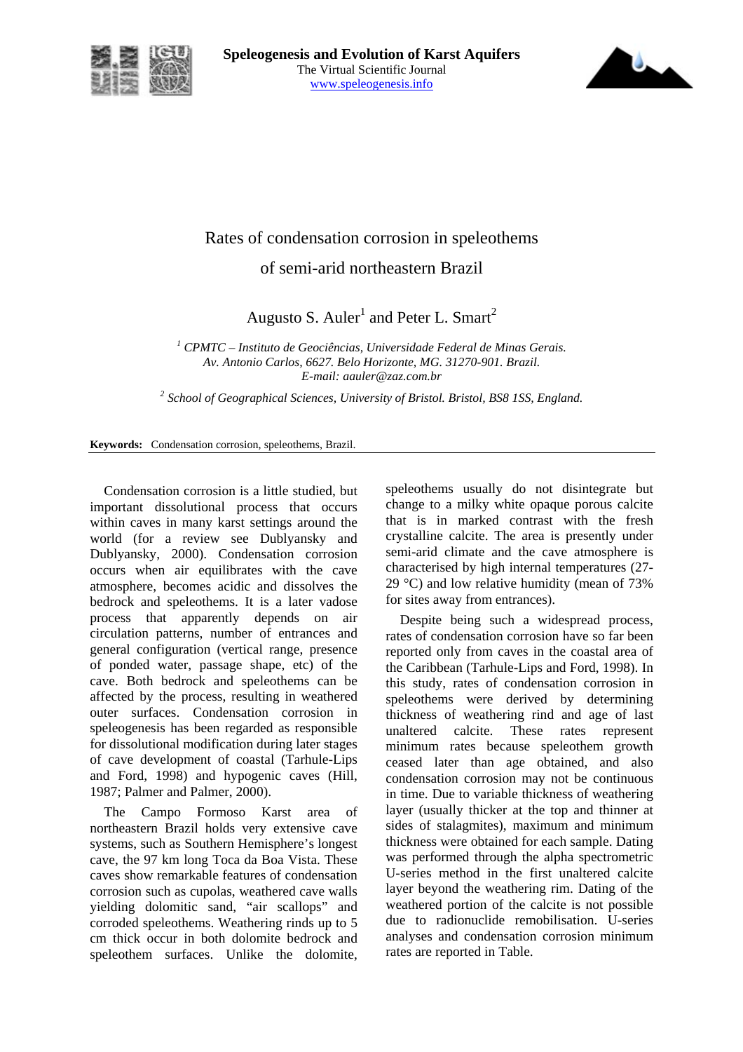# Rates of condensation corrosion in speleothems of semi-arid northeastern Brazil

Augusto S. Auler[1] and Peter L. Smart[2]

[1] *CPMTC – Instituto de Geociências, Universidade Federal de Minas Gerais. Av. Antonio Carlos, 6627. Belo Horizonte, MG. 31270-901. Brazil. E-mail: aauler@zaz.com.br*

[2] *School of Geographical Sciences, University of Bristol. Bristol, BS8 1SS, England.*

**Keywords:** Condensation corrosion, speleothems, Brazil.

Condensation corrosion is a little studied, but important dissolutional process that occurs within caves in many karst settings around the world (for a review see Dublyansky and Dublyansky, 2000). Condensation corrosion occurs when air equilibrates with the cave atmosphere, becomes acidic and dissolves the bedrock and speleothems. It is a later vadose process that apparently depends on air circulation patterns, number of entrances and general configuration (vertical range, presence of ponded water, passage shape, etc) of the cave. Both bedrock and speleothems can be affected by the process, resulting in weathered outer surfaces. Condensation corrosion in speleogenesis has been regarded as responsible for dissolutional modification during later stages of cave development of coastal (Tarhule-Lips and Ford, 1998) and hypogenic caves (Hill, 1987; Palmer and Palmer, 2000).

The Campo Formoso Karst area of northeastern Brazil holds very extensive cave systems, such as Southern Hemisphere's longest cave, the 97 km long Toca da Boa Vista. These caves show remarkable features of condensation corrosion such as cupolas, weathered cave walls yielding dolomitic sand, "air scallops" and corroded speleothems. Weathering rinds up to 5 cm thick occur in both dolomite bedrock and speleothem surfaces. Unlike the dolomite, speleothems usually do not disintegrate but change to a milky white opaque porous calcite that is in marked contrast with the fresh crystalline calcite. The area is presently under semi-arid climate and the cave atmosphere is characterised by high internal temperatures (27-29 °C) and low relative humidity (mean of 73% for sites away from entrances).

Despite being such a widespread process, rates of condensation corrosion have so far been reported only from caves in the coastal area of the Caribbean (Tarhule-Lips and Ford, 1998). In this study, rates of condensation corrosion in speleothems were derived by determining thickness of weathering rind and age of last unaltered calcite. These rates represent minimum rates because speleothem growth ceased later than age obtained, and also condensation corrosion may not be continuous in time. Due to variable thickness of weathering layer (usually thicker at the top and thinner at sides of stalagmites), maximum and minimum thickness were obtained for each sample. Dating was performed through the alpha spectrometric U-series method in the first unaltered calcite layer beyond the weathering rim. Dating of the weathered portion of the calcite is not possible due to radionuclide remobilisation. U-series analyses and condensation corrosion minimum rates are reported in Table.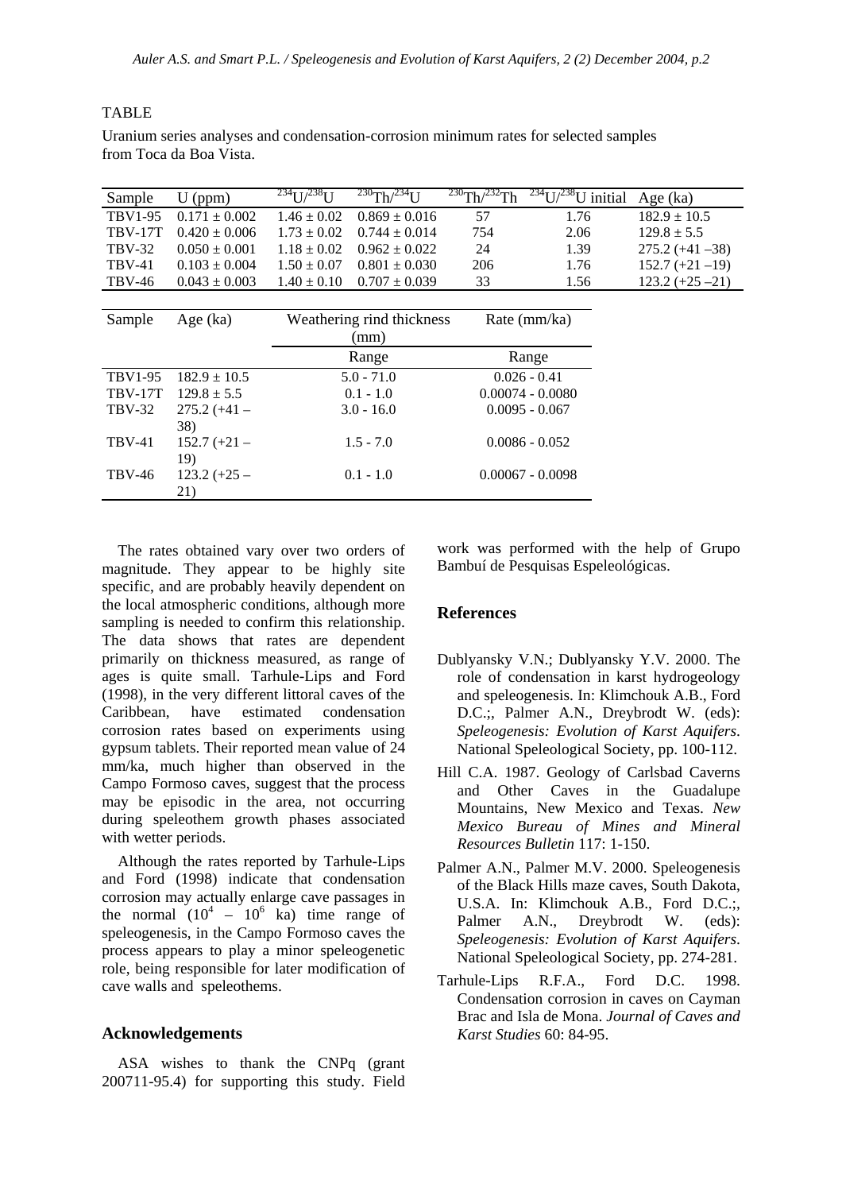TABLE

Uranium series analyses and condensation-corrosion minimum rates for selected samples from Toca da Boa Vista.

| Sample | U (ppm) | $^{234}U/^{238}U$ | $^{230}Th/^{234}U$ | $^{230}Th/^{232}Th$ | $^{234}U/^{238}U$ initial | Age (ka) |
|---|---|---|---|---|---|---|
| TBV1-95 | 0.171 ± 0.002 | 1.46 ± 0.02 | 0.869 ± 0.016 | 57 | 1.76 | 182.9 ± 10.5 |
| TBV-17T | 0.420 ± 0.006 | 1.73 ± 0.02 | 0.744 ± 0.014 | 754 | 2.06 | 129.8 ± 5.5 |
| TBV-32 | 0.050 ± 0.001 | 1.18 ± 0.02 | 0.962 ± 0.022 | 24 | 1.39 | 275.2 (+41 –38) |
| TBV-41 | 0.103 ± 0.004 | 1.50 ± 0.07 | 0.801 ± 0.030 | 206 | 1.76 | 152.7 (+21 –19) |
| TBV-46 | 0.043 ± 0.003 | 1.40 ± 0.10 | 0.707 ± 0.039 | 33 | 1.56 | 123.2 (+25 –21) |

| Sample | Age (ka) | Weathering rind thickness (mm) | Rate (mm/ka) |
|---|---|---|---|
| | | Range | Range |
| TBV1-95 | 182.9 ± 10.5 | 5.0 - 71.0 | 0.026 - 0.41 |
| TBV-17T | 129.8 ± 5.5 | 0.1 - 1.0 | 0.00074 - 0.0080 |
| TBV-32 | 275.2 (+41 – 38) | 3.0 - 16.0 | 0.0095 - 0.067 |
| TBV-41 | 152.7 (+21 – 19) | 1.5 - 7.0 | 0.0086 - 0.052 |
| TBV-46 | 123.2 (+25 – 21) | 0.1 - 1.0 | 0.00067 - 0.0098 |

The rates obtained vary over two orders of magnitude. They appear to be highly site specific, and are probably heavily dependent on the local atmospheric conditions, although more sampling is needed to confirm this relationship. The data shows that rates are dependent primarily on thickness measured, as range of ages is quite small. Tarhule-Lips and Ford (1998), in the very different littoral caves of the Caribbean, have estimated condensation corrosion rates based on experiments using gypsum tablets. Their reported mean value of 24 mm/ka, much higher than observed in the Campo Formoso caves, suggest that the process may be episodic in the area, not occurring during speleothem growth phases associated with wetter periods.

Although the rates reported by Tarhule-Lips and Ford (1998) indicate that condensation corrosion may actually enlarge cave passages in the normal ($10^4$ – $10^6$ ka) time range of speleogenesis, in the Campo Formoso caves the process appears to play a minor speleogenetic role, being responsible for later modification of cave walls and speleothems.

## Acknowledgements

ASA wishes to thank the CNPq (grant 200711-95.4) for supporting this study. Field work was performed with the help of Grupo Bambuí de Pesquisas Espeleológicas.

## References

Dublyansky V.N.; Dublyansky Y.V. 2000. The role of condensation in karst hydrogeology and speleogenesis. In: Klimchouk A.B., Ford D.C.;, Palmer A.N., Dreybrodt W. (eds): *Speleogenesis: Evolution of Karst Aquifers*. National Speleological Society, pp. 100-112.

Hill C.A. 1987. Geology of Carlsbad Caverns and Other Caves in the Guadalupe Mountains, New Mexico and Texas. *New Mexico Bureau of Mines and Mineral Resources Bulletin* 117: 1-150.

Palmer A.N., Palmer M.V. 2000. Speleogenesis of the Black Hills maze caves, South Dakota, U.S.A. In: Klimchouk A.B., Ford D.C.;, Palmer A.N., Dreybrodt W. (eds): *Speleogenesis: Evolution of Karst Aquifers*. National Speleological Society, pp. 274-281.

Tarhule-Lips R.F.A., Ford D.C. 1998. Condensation corrosion in caves on Cayman Brac and Isla de Mona. *Journal of Caves and Karst Studies* 60: 84-95.